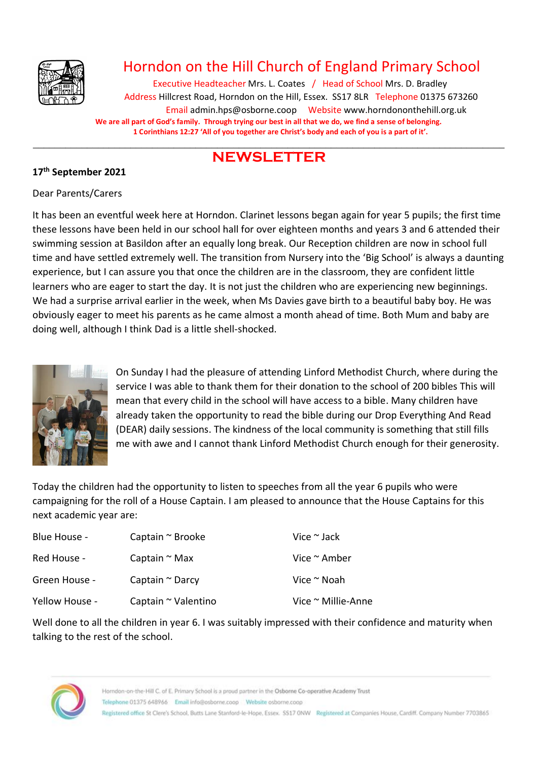# Horndon on the Hill Church of England Primary School

Executive Headteacher Mrs. L. Coates / Head of School Mrs. D. Bradley
Address Hillcrest Road, Horndon on the Hill, Essex. SS17 8LR Telephone 01375 673260
Email admin.hps@osborne.coop Website www.horndononthehill.org.uk

**We are all part of God's family. Through trying our best in all that we do, we find a sense of belonging.**
**1 Corinthians 12:27 'All of you together are Christ's body and each of you is a part of it'.**

## NEWSLETTER

**17th September 2021**

Dear Parents/Carers

It has been an eventful week here at Horndon. Clarinet lessons began again for year 5 pupils; the first time these lessons have been held in our school hall for over eighteen months and years 3 and 6 attended their swimming session at Basildon after an equally long break. Our Reception children are now in school full time and have settled extremely well. The transition from Nursery into the 'Big School' is always a daunting experience, but I can assure you that once the children are in the classroom, they are confident little learners who are eager to start the day. It is not just the children who are experiencing new beginnings. We had a surprise arrival earlier in the week, when Ms Davies gave birth to a beautiful baby boy. He was obviously eager to meet his parents as he came almost a month ahead of time. Both Mum and baby are doing well, although I think Dad is a little shell-shocked.

On Sunday I had the pleasure of attending Linford Methodist Church, where during the service I was able to thank them for their donation to the school of 200 bibles This will mean that every child in the school will have access to a bible. Many children have already taken the opportunity to read the bible during our Drop Everything And Read (DEAR) daily sessions. The kindness of the local community is something that still fills me with awe and I cannot thank Linford Methodist Church enough for their generosity.

Today the children had the opportunity to listen to speeches from all the year 6 pupils who were campaigning for the roll of a House Captain. I am pleased to announce that the House Captains for this next academic year are:

| | | |
|---|---|---|
| Blue House - | Captain ~ Brooke | Vice ~ Jack |
| Red House - | Captain ~ Max | Vice ~ Amber |
| Green House - | Captain ~ Darcy | Vice ~ Noah |
| Yellow House - | Captain ~ Valentino | Vice ~ Millie-Anne |

Well done to all the children in year 6. I was suitably impressed with their confidence and maturity when talking to the rest of the school.

Horndon-on-the-Hill C. of E. Primary School is a proud partner in the Osborne Co-operative Academy Trust
Telephone 01375 648966 Email info@osborne.coop Website osborne.coop
Registered office St Clere's School, Butts Lane Stanford-le-Hope, Essex. SS17 0NW Registered at Companies House, Cardiff. Company Number 7703865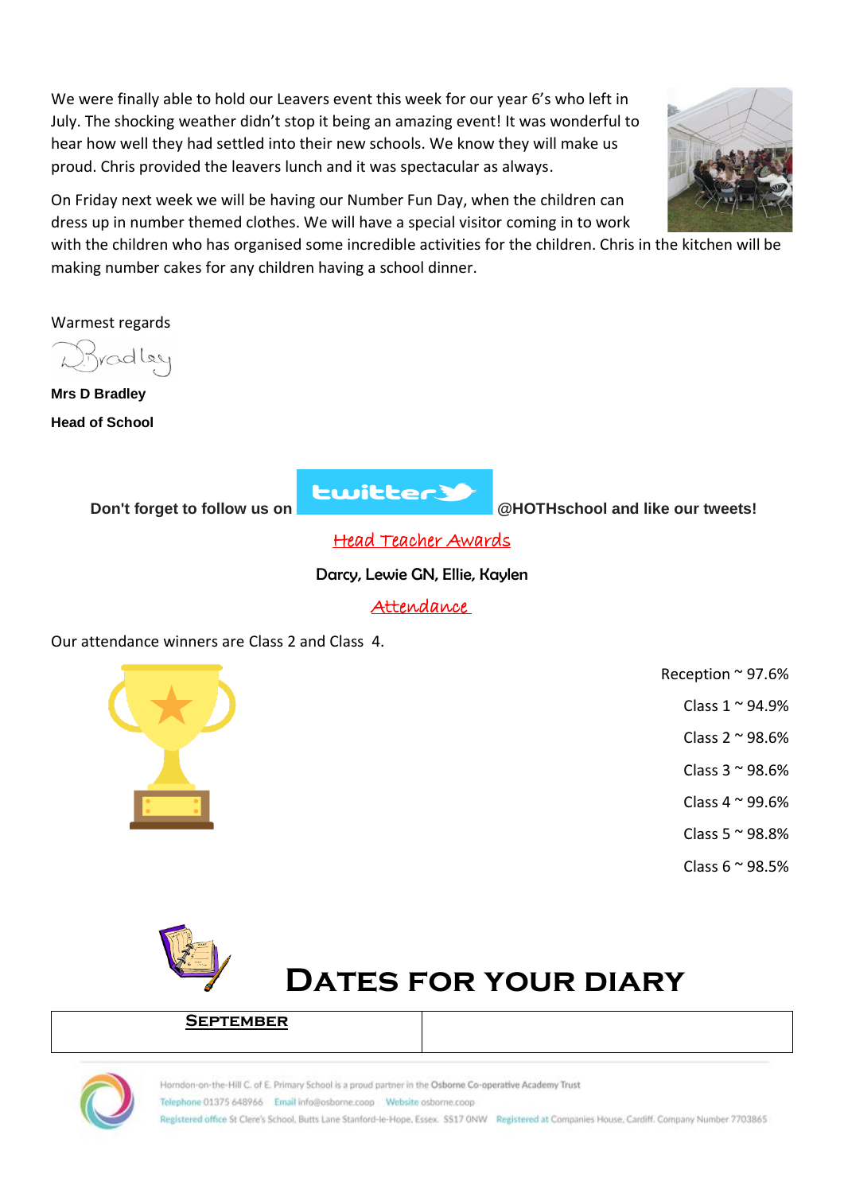We were finally able to hold our Leavers event this week for our year 6's who left in July. The shocking weather didn't stop it being an amazing event! It was wonderful to hear how well they had settled into their new schools. We know they will make us proud. Chris provided the leavers lunch and it was spectacular as always.

On Friday next week we will be having our Number Fun Day, when the children can dress up in number themed clothes. We will have a special visitor coming in to work with the children who has organised some incredible activities for the children. Chris in the kitchen will be making number cakes for any children having a school dinner.

Warmest regards

**Mrs D Bradley**

**Head of School**

**Don't forget to follow us on** twitter **@HOTHschool and like our tweets!**

## Head Teacher Awards

Darcy, Lewie GN, Ellie, Kaylen

## Attendance

Our attendance winners are Class 2 and Class 4.

Reception ~ 97.6%

Class 1 ~ 94.9%

Class 2 ~ 98.6%

Class 3 ~ 98.6%

Class 4 ~ 99.6%

Class 5 ~ 98.8%

Class 6 ~ 98.5%

# Dates for your diary

| **September** | |
|---|---|
| | |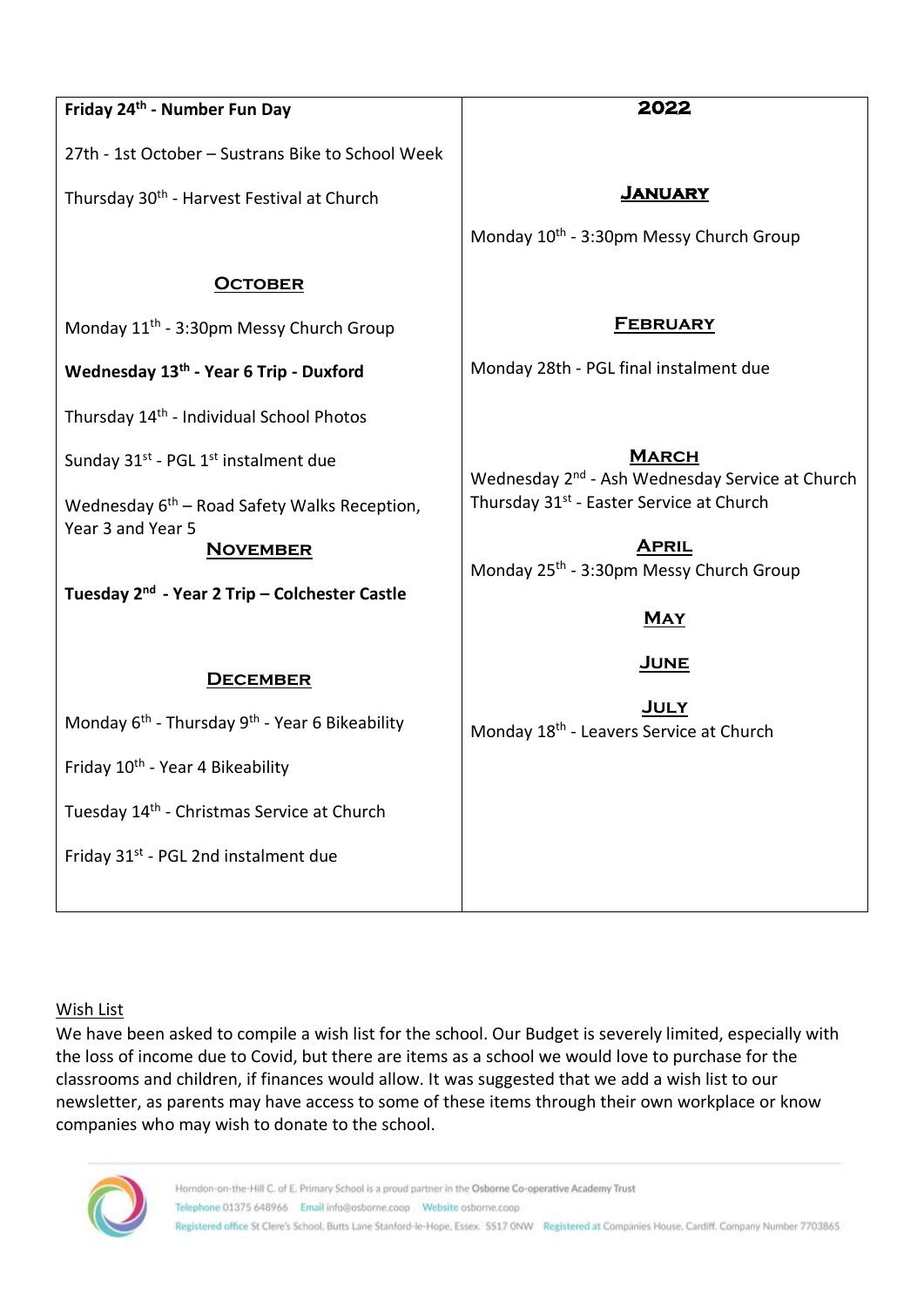**Friday 24th - Number Fun Day**

27th - 1st October – Sustrans Bike to School Week

Thursday 30th - Harvest Festival at Church

## October

Monday 11th - 3:30pm Messy Church Group

**Wednesday 13th - Year 6 Trip - Duxford**

Thursday 14th - Individual School Photos

Sunday 31st - PGL 1st instalment due

Wednesday 6th – Road Safety Walks Reception, Year 3 and Year 5

## November

**Tuesday 2nd - Year 2 Trip – Colchester Castle**

## December

Monday 6th - Thursday 9th - Year 6 Bikeability

Friday 10th - Year 4 Bikeability

Tuesday 14th - Christmas Service at Church

Friday 31st - PGL 2nd instalment due

# 2022

## January

Monday 10th - 3:30pm Messy Church Group

## February

Monday 28th - PGL final instalment due

## March

Wednesday 2nd - Ash Wednesday Service at Church

Thursday 31st - Easter Service at Church

## April

Monday 25th - 3:30pm Messy Church Group

## May

## June

## July

Monday 18th - Leavers Service at Church

Wish List

We have been asked to compile a wish list for the school. Our Budget is severely limited, especially with the loss of income due to Covid, but there are items as a school we would love to purchase for the classrooms and children, if finances would allow. It was suggested that we add a wish list to our newsletter, as parents may have access to some of these items through their own workplace or know companies who may wish to donate to the school.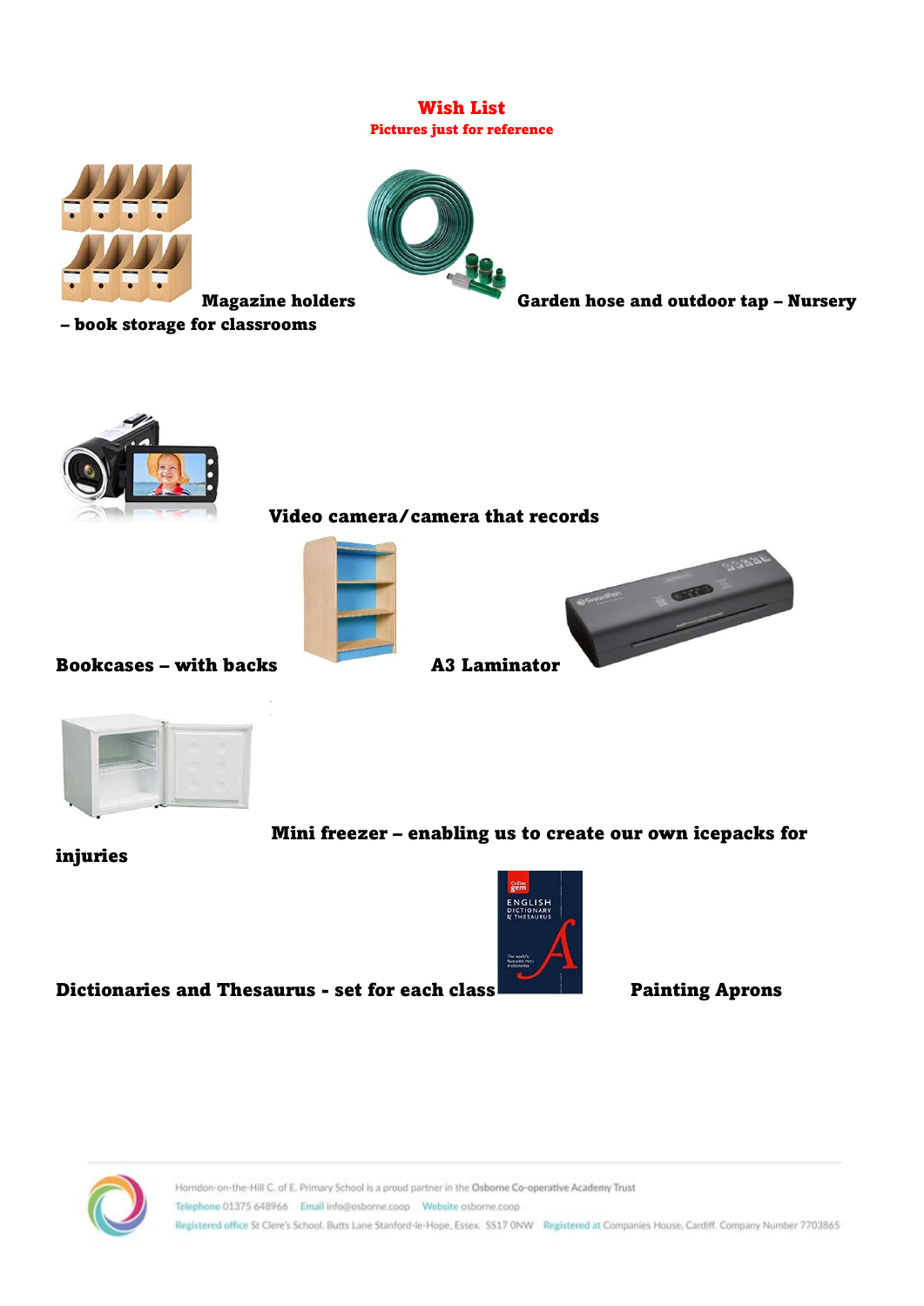# Wish List

**Pictures just for reference**

**Magazine holders – book storage for classrooms**

**Garden hose and outdoor tap – Nursery**

**Video camera/camera that records**

**Bookcases – with backs**

**A3 Laminator**

**Mini freezer – enabling us to create our own icepacks for injuries**

**Dictionaries and Thesaurus - set for each class**

**Painting Aprons**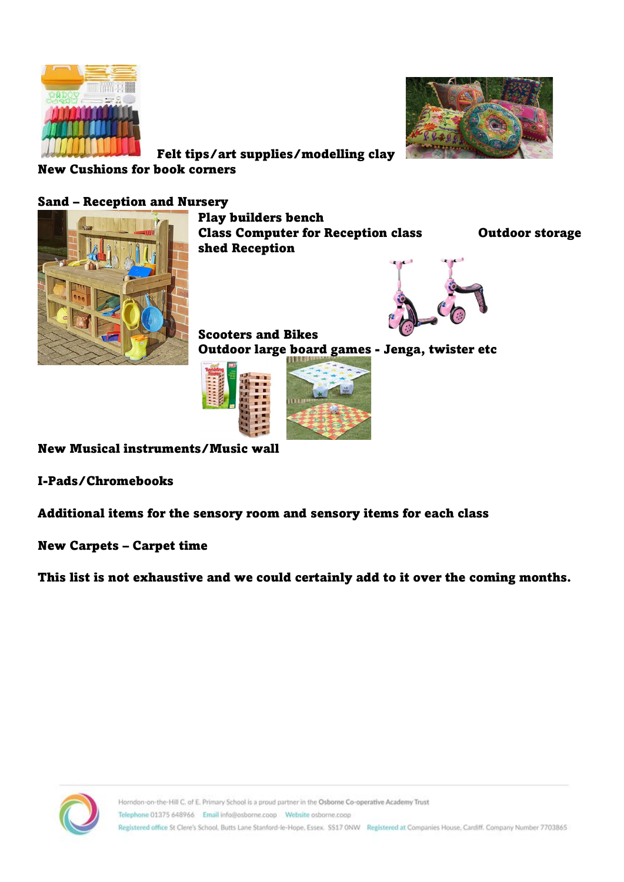**Felt tips/art supplies/modelling clay**

**New Cushions for book corners**

**Sand – Reception and Nursery**

**Play builders bench**

**Class Computer for Reception class**

**Outdoor storage shed Reception**

**Scooters and Bikes**

**Outdoor large board games - Jenga, twister etc**

**New Musical instruments/Music wall**

**I-Pads/Chromebooks**

**Additional items for the sensory room and sensory items for each class**

**New Carpets – Carpet time**

**This list is not exhaustive and we could certainly add to it over the coming months.**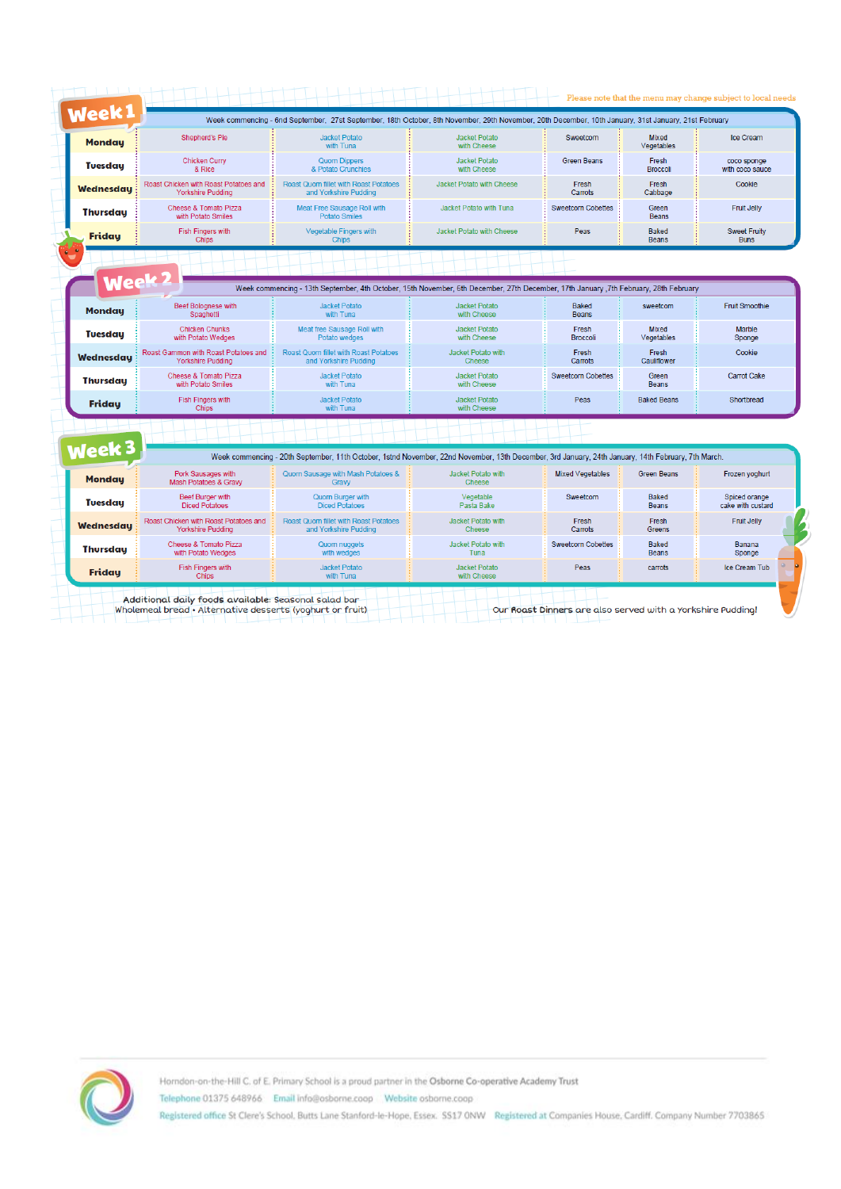Please note that the menu may change subject to local needs

## Week 1

Week commencing - 6nd September, 27st September, 18th October, 8th November, 29th November, 20th December, 10th January, 31st January, 21st February

| | | | | | | |
|---|---|---|---|---|---|---|
| **Monday** | Shepherd's Pie | Jacket Potato with Tuna | Jacket Potato with Cheese | Sweetcorn | Mixed Vegetables | Ice Cream |
| **Tuesday** | Chicken Curry & Rice | Quorn Dippers & Potato Crunchies | Jacket Potato with Cheese | Green Beans | Fresh Broccoli | coco sponge with coco sauce |
| **Wednesday** | Roast Chicken with Roast Potatoes and Yorkshire Pudding | Roast Quorn fillet with Roast Potatoes and Yorkshire Pudding | Jacket Potato with Cheese | Fresh Carrots | Fresh Cabbage | Cookie |
| **Thursday** | Cheese & Tomato Pizza with Potato Smiles | Meat Free Sausage Roll with Potato Smiles | Jacket Potato with Tuna | Sweetcorn Cobettes | Green Beans | Fruit Jelly |
| **Friday** | Fish Fingers with Chips | Vegetable Fingers with Chips | Jacket Potato with Cheese | Peas | Baked Beans | Sweet Fruity Buns |

## Week 2

Week commencing - 13th September, 4th October, 15th November, 6th December, 27th December, 17th January ,7th February, 28th February

| | | | | | | |
|---|---|---|---|---|---|---|
| **Monday** | Beef Bolognese with Spaghetti | Jacket Potato with Tuna | Jacket Potato with Cheese | Baked Beans | sweetcorn | Fruit Smoothie |
| **Tuesday** | Chicken Chunks with Potato Wedges | Meat free Sausage Roll with Potato wedges | Jacket Potato with Cheese | Fresh Broccoli | Mixed Vegetables | Marble Sponge |
| **Wednesday** | Roast Gammon with Roast Potatoes and Yorkshire Pudding | Roast Quorn fillet with Roast Potatoes and Yorkshire Pudding | Jacket Potato with Cheese | Fresh Carrots | Fresh Cauliflower | Cookie |
| **Thursday** | Cheese & Tomato Pizza with Potato Smiles | Jacket Potato with Tuna | Jacket Potato with Cheese | Sweetcorn Cobettes | Green Beans | Carrot Cake |
| **Friday** | Fish Fingers with Chips | Jacket Potato with Tuna | Jacket Potato with Cheese | Peas | Baked Beans | Shortbread |

## Week 3

Week commencing - 20th September, 11th October, 1stnd November, 22nd November, 13th December, 3rd January, 24th January, 14th February, 7th March.

| | | | | | | |
|---|---|---|---|---|---|---|
| **Monday** | Pork Sausages with Mash Potatoes & Gravy | Quorn Sausage with Mash Potatoes & Gravy | Jacket Potato with Cheese | Mixed Vegetables | Green Beans | Frozen yoghurt |
| **Tuesday** | Beef Burger with Diced Potatoes | Quorn Burger with Diced Potatoes | Vegetable Pasta Bake | Sweetcorn | Baked Beans | Spiced orange cake with custard |
| **Wednesday** | Roast Chicken with Roast Potatoes and Yorkshire Pudding | Roast Quorn fillet with Roast Potatoes and Yorkshire Pudding | Jacket Potato with Cheese | Fresh Carrots | Fresh Greens | Fruit Jelly |
| **Thursday** | Cheese & Tomato Pizza with Potato Wedges | Quorn nuggets with wedges | Jacket Potato with Tuna | Sweetcorn Cobettes | Baked Beans | Banana Sponge |
| **Friday** | Fish Fingers with Chips | Jacket Potato with Tuna | Jacket Potato with Cheese | Peas | carrots | Ice Cream Tub |

Additional daily foods available: Seasonal salad bar
Wholemeal bread • Alternative desserts (yoghurt or fruit)

Our Roast Dinners are also served with a Yorkshire Pudding!

Horndon-on-the-Hill C. of E. Primary School is a proud partner in the Osborne Co-operative Academy Trust
Telephone 01375 648966 Email info@osborne.coop Website osborne.coop
Registered office St Clere's School, Butts Lane Stanford-le-Hope, Essex. SS17 0NW Registered at Companies House, Cardiff. Company Number 7703865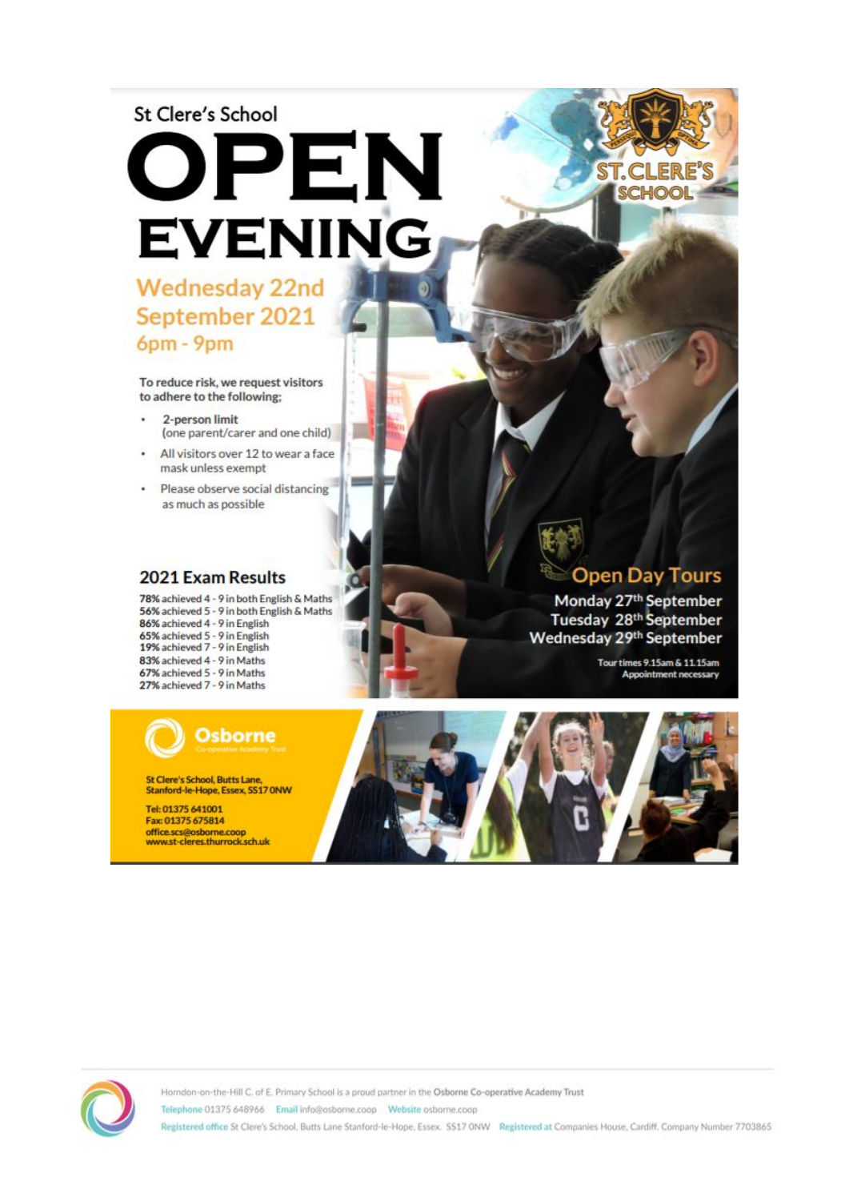St Clere's School

# OPEN EVENING

## Wednesday 22nd September 2021
## 6pm - 9pm

To reduce risk, we request visitors to adhere to the following;

- 2-person limit
  (one parent/carer and one child)
- All visitors over 12 to wear a face mask unless exempt
- Please observe social distancing as much as possible

## 2021 Exam Results

**78%** achieved 4 - 9 in both English & Maths
**56%** achieved 5 - 9 in both English & Maths
**86%** achieved 4 - 9 in English
**65%** achieved 5 - 9 in English
**19%** achieved 7 - 9 in English
**83%** achieved 4 - 9 in Maths
**67%** achieved 5 - 9 in Maths
**27%** achieved 7 - 9 in Maths

ST.CLERE'S SCHOOL

## Open Day Tours

Monday 27th September
Tuesday 28th September
Wednesday 29th September

Tour times 9.15am & 11.15am
Appointment necessary

**Osborne**
Co-operative Academy Trust

St Clere's School, Butts Lane, Stanford-le-Hope, Essex, SS17 0NW

Tel: 01375 641001
Fax: 01375 675814
office.scs@osborne.coop
www.st-cleres.thurrock.sch.uk

Horndon-on-the-Hill C. of E. Primary School is a proud partner in the **Osborne Co-operative Academy Trust**

Telephone 01375 648966 Email info@osborne.coop Website osborne.coop

Registered office St Clere's School, Butts Lane Stanford-le-Hope, Essex. SS17 0NW Registered at Companies House, Cardiff. Company Number 7703865